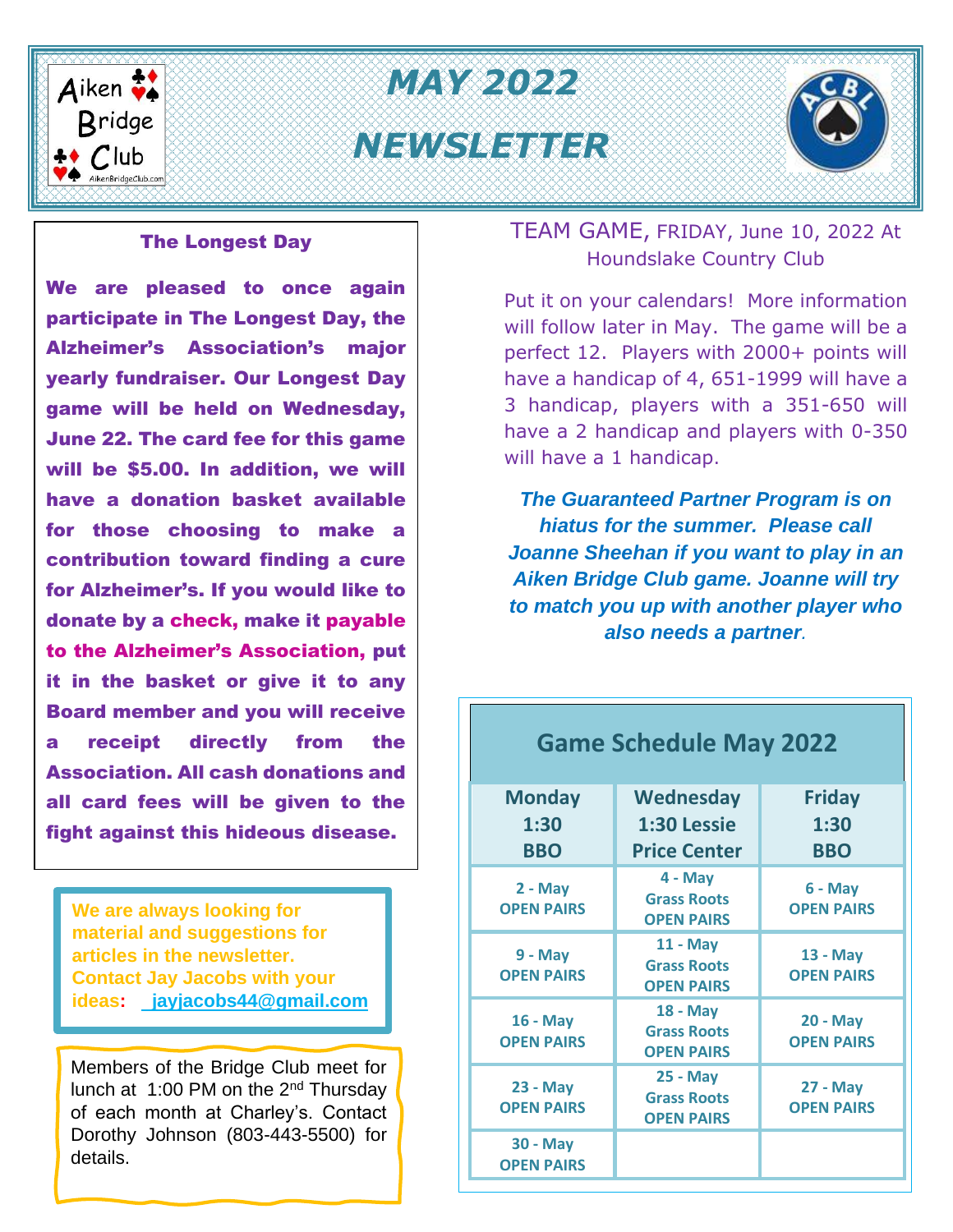# MAY 2022 NEWSLETTER

Aiken Bridge Club

AikenBridgeClub.com

ACBL

## The Longest Day

**We are pleased to once again participate in The Longest Day, the Alzheimer's Association's major yearly fundraiser. Our Longest Day game will be held on Wednesday, June 22. The card fee for this game will be $5.00. In addition, we will have a donation basket available for those choosing to make a contribution toward finding a cure for Alzheimer's. If you would like to donate by a check, make it payable to the Alzheimer's Association, put it in the basket or give it to any Board member and you will receive a receipt directly from the Association. All cash donations and all card fees will be given to the fight against this hideous disease.**

**We are always looking for material and suggestions for articles in the newsletter. Contact Jay Jacobs with your ideas: jayjacobs44@gmail.com**

Members of the Bridge Club meet for lunch at 1:00 PM on the 2nd Thursday of each month at Charley's. Contact Dorothy Johnson (803-443-5500) for details.

## TEAM GAME, FRIDAY, June 10, 2022 At Houndslake Country Club

Put it on your calendars! More information will follow later in May. The game will be a perfect 12. Players with 2000+ points will have a handicap of 4, 651-1999 will have a 3 handicap, players with a 351-650 will have a 2 handicap and players with 0-350 will have a 1 handicap.

***The Guaranteed Partner Program is on hiatus for the summer. Please call Joanne Sheehan if you want to play in an Aiken Bridge Club game. Joanne will try to match you up with another player who also needs a partner.***

## Game Schedule May 2022

| Monday 1:30 BBO | Wednesday 1:30 Lessie Price Center | Friday 1:30 BBO |
|---|---|---|
| 2 - May OPEN PAIRS | 4 - May Grass Roots OPEN PAIRS | 6 - May OPEN PAIRS |
| 9 - May OPEN PAIRS | 11 - May Grass Roots OPEN PAIRS | 13 - May OPEN PAIRS |
| 16 - May OPEN PAIRS | 18 - May Grass Roots OPEN PAIRS | 20 - May OPEN PAIRS |
| 23 - May OPEN PAIRS | 25 - May Grass Roots OPEN PAIRS | 27 - May OPEN PAIRS |
| 30 - May OPEN PAIRS | | |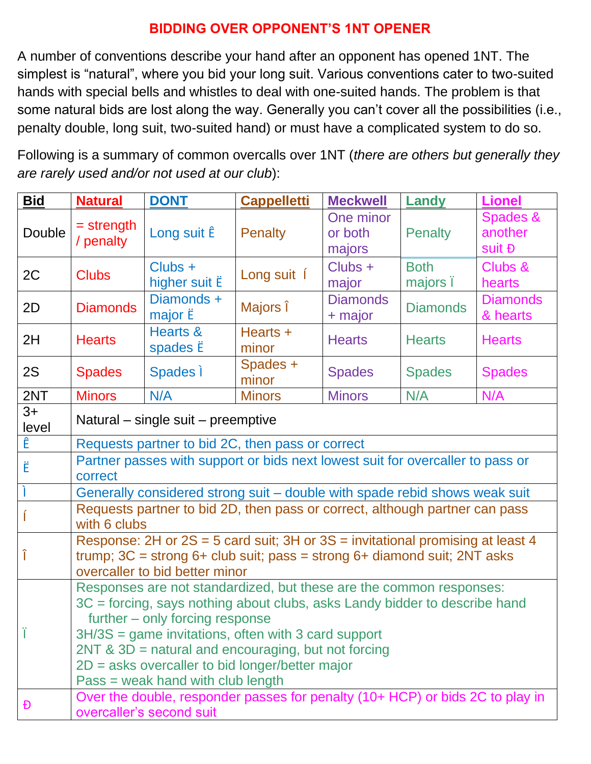# BIDDING OVER OPPONENT'S 1NT OPENER

A number of conventions describe your hand after an opponent has opened 1NT. The simplest is "natural", where you bid your long suit. Various conventions cater to two-suited hands with special bells and whistles to deal with one-suited hands. The problem is that some natural bids are lost along the way. Generally you can't cover all the possibilities (i.e., penalty double, long suit, two-suited hand) or must have a complicated system to do so.

Following is a summary of common overcalls over 1NT (*there are others but generally they are rarely used and/or not used at our club*):

| **Bid** | **Natural** | **DONT** | **Cappelletti** | **Meckwell** | **Landy** | **Lionel** |
|---|---|---|---|---|---|---|
| Double | = strength / penalty | Long suit Ê | Penalty | One minor or both majors | Penalty | Spades & another suit Ð |
| 2C | Clubs | Clubs + higher suit Ë | Long suit Í | Clubs + major | Both majors Ï | Clubs & hearts |
| 2D | Diamonds | Diamonds + major Ë | Majors Î | Diamonds + major | Diamonds | Diamonds & hearts |
| 2H | Hearts | Hearts & spades Ë | Hearts + minor | Hearts | Hearts | Hearts |
| 2S | Spades | Spades Ì | Spades + minor | Spades | Spades | Spades |
| 2NT | Minors | N/A | Minors | Minors | N/A | N/A |
| 3+ level | Natural – single suit – preemptive | | | | | |
| Ê | Requests partner to bid 2C, then pass or correct | | | | | |
| Ë | Partner passes with support or bids next lowest suit for overcaller to pass or correct | | | | | |
| Ì | Generally considered strong suit – double with spade rebid shows weak suit | | | | | |
| Í | Requests partner to bid 2D, then pass or correct, although partner can pass with 6 clubs | | | | | |
| Î | Response: 2H or 2S = 5 card suit; 3H or 3S = invitational promising at least 4 trump; 3C = strong 6+ club suit; pass = strong 6+ diamond suit; 2NT asks overcaller to bid better minor | | | | | |
| Ï | Responses are not standardized, but these are the common responses:<br>3C = forcing, says nothing about clubs, asks Landy bidder to describe hand further – only forcing response<br>3H/3S = game invitations, often with 3 card support<br>2NT & 3D = natural and encouraging, but not forcing<br>2D = asks overcaller to bid longer/better major<br>Pass = weak hand with club length | | | | | |
| Ð | Over the double, responder passes for penalty (10+ HCP) or bids 2C to play in overcaller's second suit | | | | | |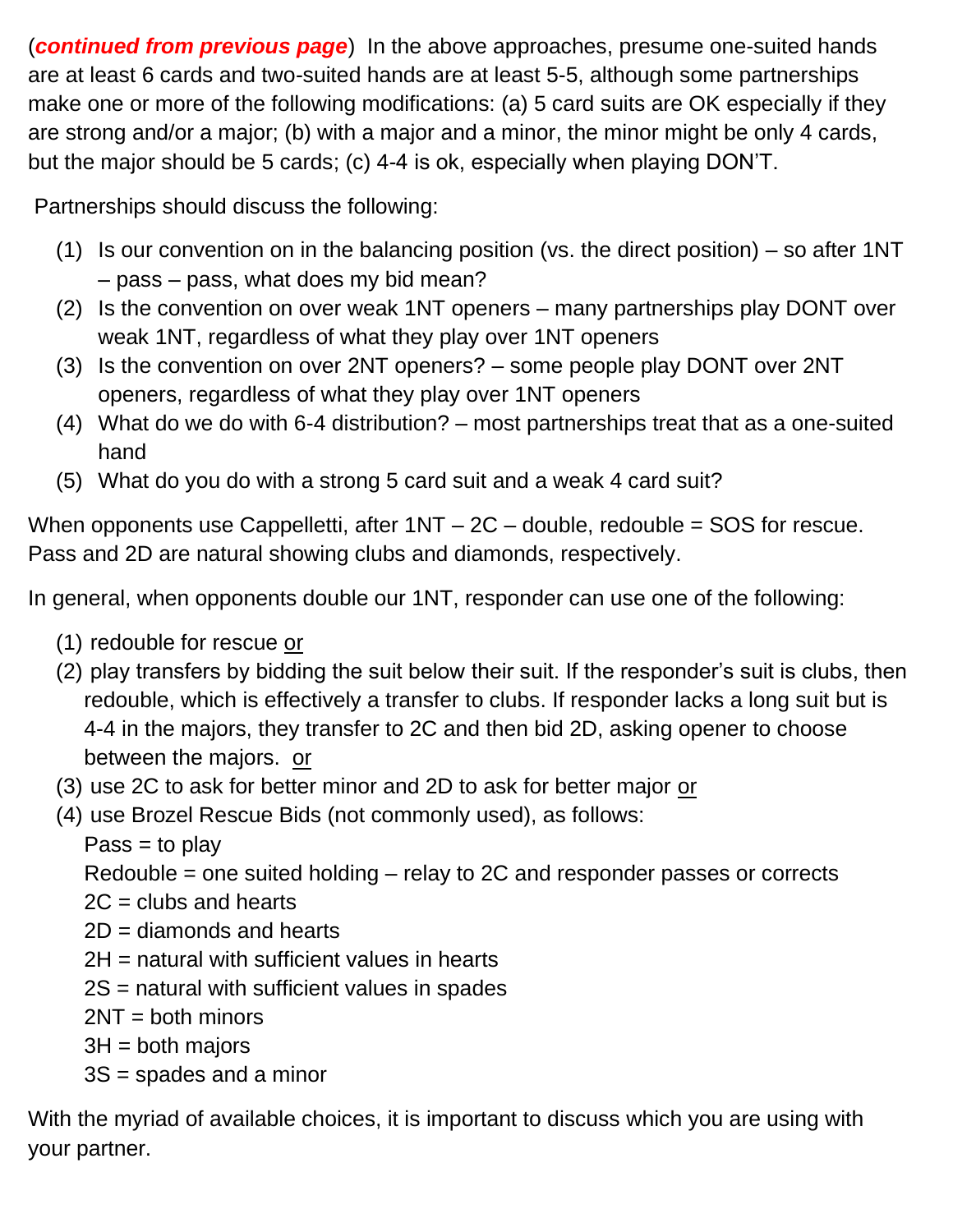(***continued from previous page***) In the above approaches, presume one-suited hands are at least 6 cards and two-suited hands are at least 5-5, although some partnerships make one or more of the following modifications: (a) 5 card suits are OK especially if they are strong and/or a major; (b) with a major and a minor, the minor might be only 4 cards, but the major should be 5 cards; (c) 4-4 is ok, especially when playing DON'T.

Partnerships should discuss the following:

1. Is our convention on in the balancing position (vs. the direct position) – so after 1NT – pass – pass, what does my bid mean?
2. Is the convention on over weak 1NT openers – many partnerships play DONT over weak 1NT, regardless of what they play over 1NT openers
3. Is the convention on over 2NT openers? – some people play DONT over 2NT openers, regardless of what they play over 1NT openers
4. What do we do with 6-4 distribution? – most partnerships treat that as a one-suited hand
5. What do you do with a strong 5 card suit and a weak 4 card suit?

When opponents use Cappelletti, after 1NT – 2C – double, redouble = SOS for rescue. Pass and 2D are natural showing clubs and diamonds, respectively.

In general, when opponents double our 1NT, responder can use one of the following:

(1) redouble for rescue <u>or</u>

(2) play transfers by bidding the suit below their suit. If the responder's suit is clubs, then redouble, which is effectively a transfer to clubs. If responder lacks a long suit but is 4-4 in the majors, they transfer to 2C and then bid 2D, asking opener to choose between the majors. <u>or</u>

(3) use 2C to ask for better minor and 2D to ask for better major <u>or</u>

(4) use Brozel Rescue Bids (not commonly used), as follows:

Pass = to play
Redouble = one suited holding – relay to 2C and responder passes or corrects
2C = clubs and hearts
2D = diamonds and hearts
2H = natural with sufficient values in hearts
2S = natural with sufficient values in spades
2NT = both minors
3H = both majors
3S = spades and a minor

With the myriad of available choices, it is important to discuss which you are using with your partner.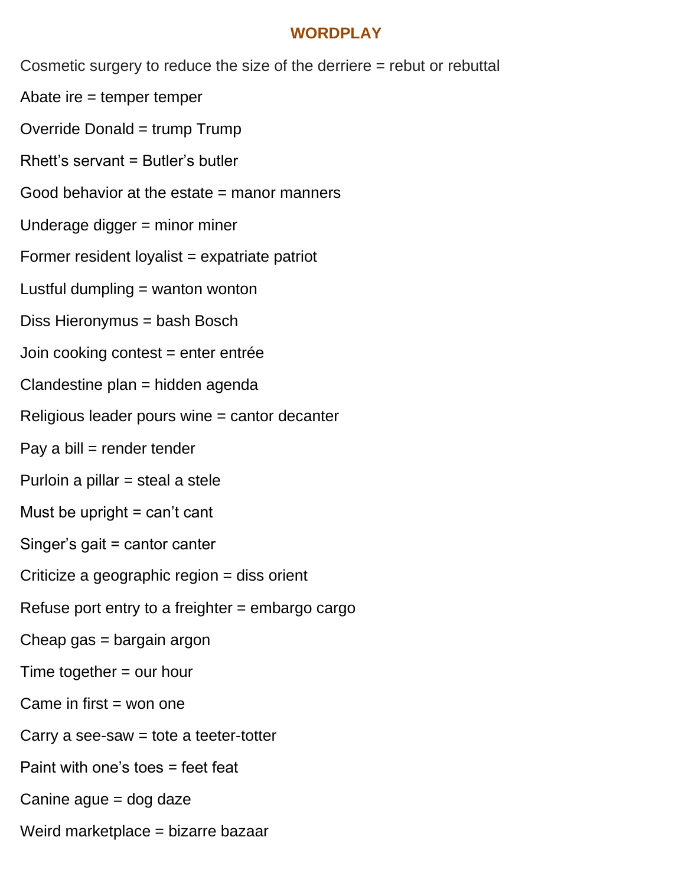## WORDPLAY

Cosmetic surgery to reduce the size of the derriere = rebut or rebuttal

Abate ire = temper temper

Override Donald = trump Trump

Rhett's servant = Butler's butler

Good behavior at the estate = manor manners

Underage digger = minor miner

Former resident loyalist = expatriate patriot

Lustful dumpling = wanton wonton

Diss Hieronymus = bash Bosch

Join cooking contest = enter entrée

Clandestine plan = hidden agenda

Religious leader pours wine = cantor decanter

Pay a bill = render tender

Purloin a pillar = steal a stele

Must be upright = can't cant

Singer's gait = cantor canter

Criticize a geographic region = diss orient

Refuse port entry to a freighter = embargo cargo

Cheap gas = bargain argon

Time together = our hour

Came in first = won one

Carry a see-saw = tote a teeter-totter

Paint with one's toes = feet feat

Canine ague = dog daze

Weird marketplace = bizarre bazaar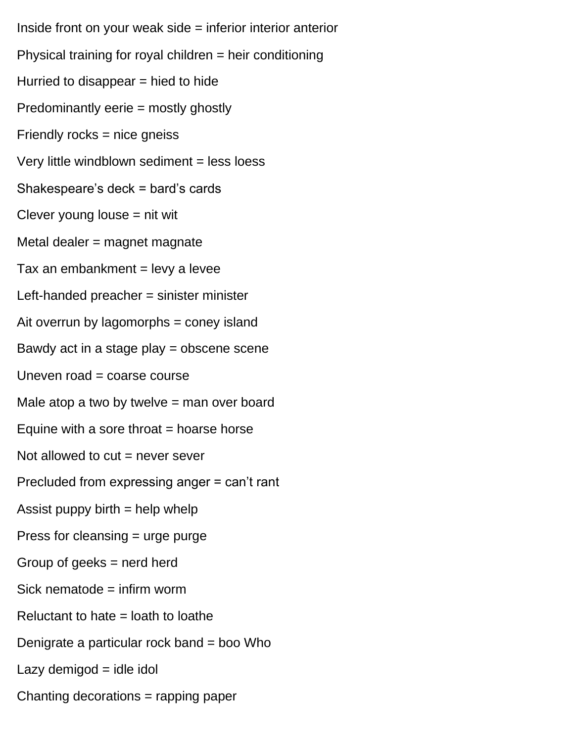Inside front on your weak side = inferior interior anterior

Physical training for royal children = heir conditioning

Hurried to disappear = hied to hide

Predominantly eerie = mostly ghostly

Friendly rocks = nice gneiss

Very little windblown sediment = less loess

Shakespeare’s deck = bard’s cards

Clever young louse = nit wit

Metal dealer = magnet magnate

Tax an embankment = levy a levee

Left-handed preacher = sinister minister

Ait overrun by lagomorphs = coney island

Bawdy act in a stage play = obscene scene

Uneven road = coarse course

Male atop a two by twelve = man over board

Equine with a sore throat = hoarse horse

Not allowed to cut = never sever

Precluded from expressing anger = can’t rant

Assist puppy birth = help whelp

Press for cleansing = urge purge

Group of geeks = nerd herd

Sick nematode = infirm worm

Reluctant to hate = loath to loathe

Denigrate a particular rock band = boo Who

Lazy demigod = idle idol

Chanting decorations = rapping paper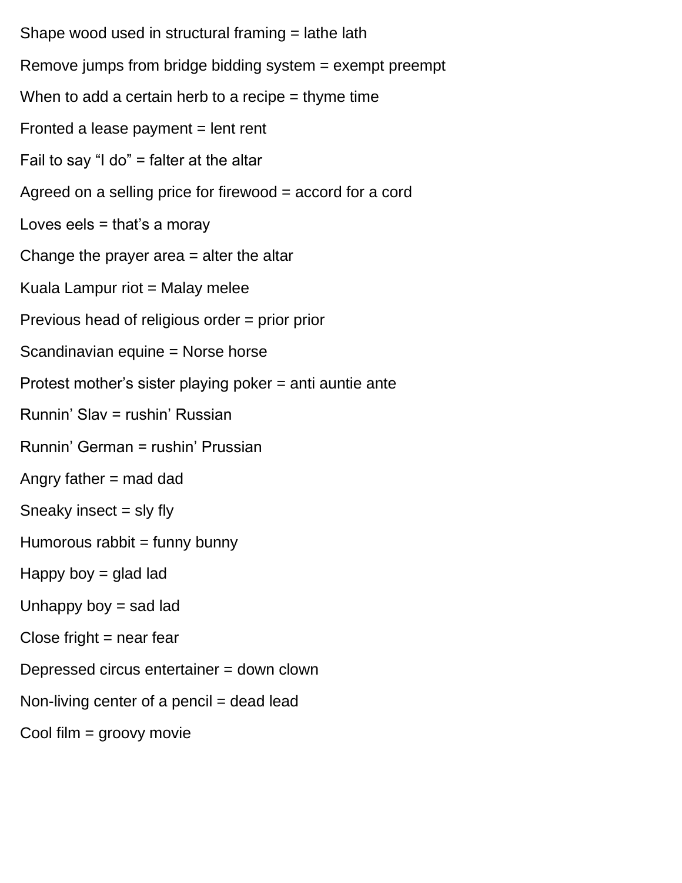Shape wood used in structural framing = lathe lath

Remove jumps from bridge bidding system = exempt preempt

When to add a certain herb to a recipe = thyme time

Fronted a lease payment = lent rent

Fail to say “I do” = falter at the altar

Agreed on a selling price for firewood = accord for a cord

Loves eels = that’s a moray

Change the prayer area = alter the altar

Kuala Lampur riot = Malay melee

Previous head of religious order = prior prior

Scandinavian equine = Norse horse

Protest mother’s sister playing poker = anti auntie ante

Runnin’ Slav = rushin’ Russian

Runnin’ German = rushin’ Prussian

Angry father = mad dad

Sneaky insect = sly fly

Humorous rabbit = funny bunny

Happy boy = glad lad

Unhappy boy = sad lad

Close fright = near fear

Depressed circus entertainer = down clown

Non-living center of a pencil = dead lead

Cool film = groovy movie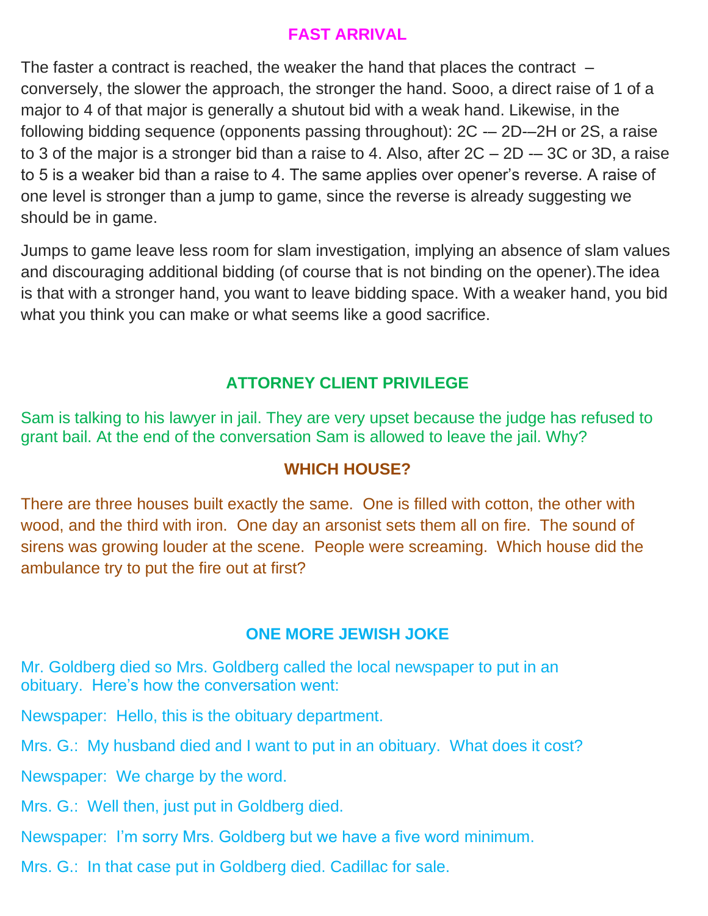## FAST ARRIVAL

The faster a contract is reached, the weaker the hand that places the contract – conversely, the slower the approach, the stronger the hand. Sooo, a direct raise of 1 of a major to 4 of that major is generally a shutout bid with a weak hand. Likewise, in the following bidding sequence (opponents passing throughout): 2C -– 2D-–2H or 2S, a raise to 3 of the major is a stronger bid than a raise to 4. Also, after 2C – 2D -– 3C or 3D, a raise to 5 is a weaker bid than a raise to 4. The same applies over opener's reverse. A raise of one level is stronger than a jump to game, since the reverse is already suggesting we should be in game.

Jumps to game leave less room for slam investigation, implying an absence of slam values and discouraging additional bidding (of course that is not binding on the opener).The idea is that with a stronger hand, you want to leave bidding space. With a weaker hand, you bid what you think you can make or what seems like a good sacrifice.

## ATTORNEY CLIENT PRIVILEGE

Sam is talking to his lawyer in jail. They are very upset because the judge has refused to grant bail. At the end of the conversation Sam is allowed to leave the jail. Why?

## WHICH HOUSE?

There are three houses built exactly the same. One is filled with cotton, the other with wood, and the third with iron. One day an arsonist sets them all on fire. The sound of sirens was growing louder at the scene. People were screaming. Which house did the ambulance try to put the fire out at first?

## ONE MORE JEWISH JOKE

Mr. Goldberg died so Mrs. Goldberg called the local newspaper to put in an obituary. Here's how the conversation went:

Newspaper: Hello, this is the obituary department.

Mrs. G.: My husband died and I want to put in an obituary. What does it cost?

Newspaper: We charge by the word.

Mrs. G.: Well then, just put in Goldberg died.

Newspaper: I'm sorry Mrs. Goldberg but we have a five word minimum.

Mrs. G.: In that case put in Goldberg died. Cadillac for sale.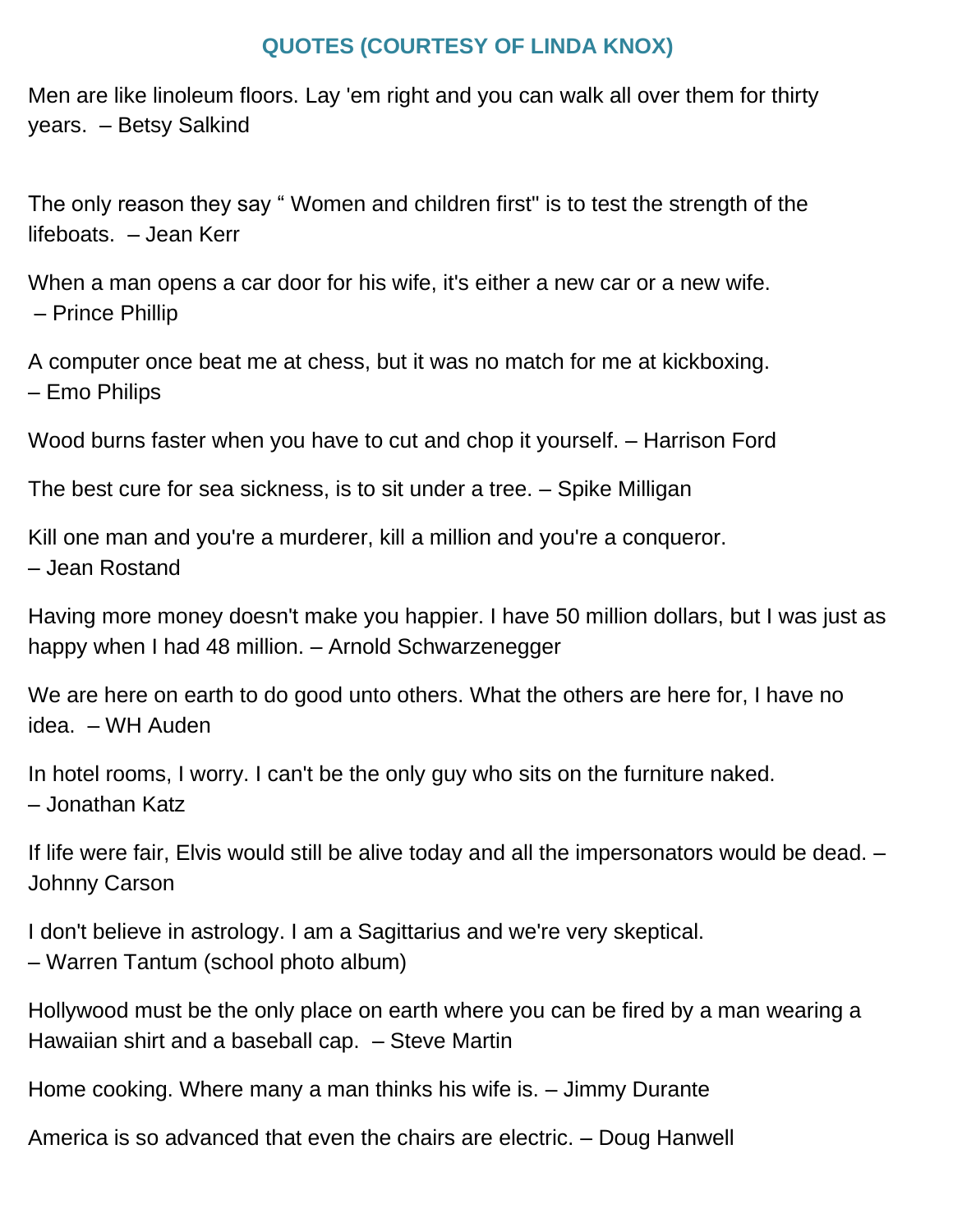## QUOTES (COURTESY OF LINDA KNOX)

Men are like linoleum floors. Lay 'em right and you can walk all over them for thirty years. – Betsy Salkind

The only reason they say " Women and children first" is to test the strength of the lifeboats. – Jean Kerr

When a man opens a car door for his wife, it's either a new car or a new wife. – Prince Phillip

A computer once beat me at chess, but it was no match for me at kickboxing. – Emo Philips

Wood burns faster when you have to cut and chop it yourself. – Harrison Ford

The best cure for sea sickness, is to sit under a tree. – Spike Milligan

Kill one man and you're a murderer, kill a million and you're a conqueror. – Jean Rostand

Having more money doesn't make you happier. I have 50 million dollars, but I was just as happy when I had 48 million. – Arnold Schwarzenegger

We are here on earth to do good unto others. What the others are here for, I have no idea. – WH Auden

In hotel rooms, I worry. I can't be the only guy who sits on the furniture naked. – Jonathan Katz

If life were fair, Elvis would still be alive today and all the impersonators would be dead. – Johnny Carson

I don't believe in astrology. I am a Sagittarius and we're very skeptical. – Warren Tantum (school photo album)

Hollywood must be the only place on earth where you can be fired by a man wearing a Hawaiian shirt and a baseball cap. – Steve Martin

Home cooking. Where many a man thinks his wife is. – Jimmy Durante

America is so advanced that even the chairs are electric. – Doug Hanwell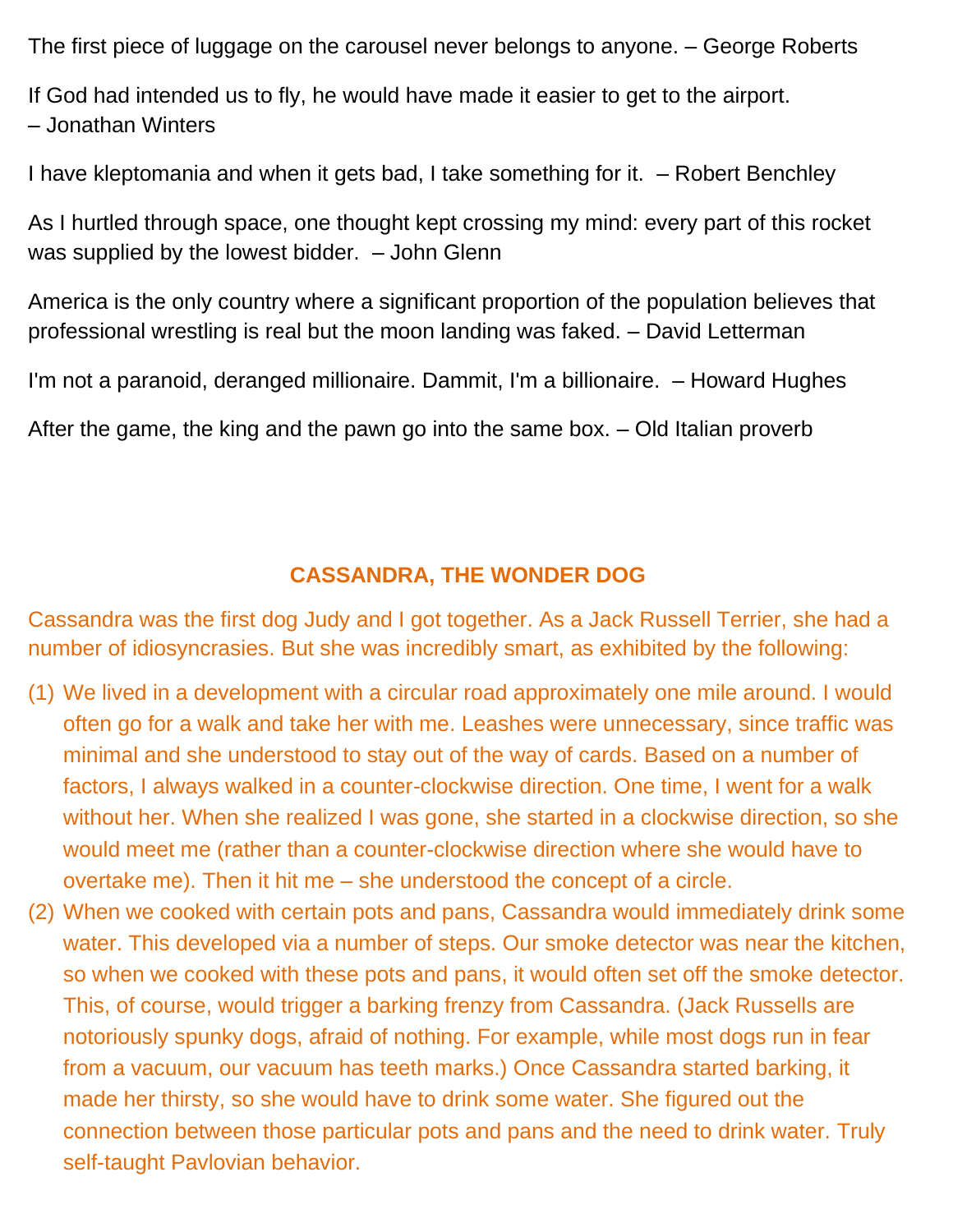The first piece of luggage on the carousel never belongs to anyone. – George Roberts

If God had intended us to fly, he would have made it easier to get to the airport.
– Jonathan Winters

I have kleptomania and when it gets bad, I take something for it. – Robert Benchley

As I hurtled through space, one thought kept crossing my mind: every part of this rocket was supplied by the lowest bidder. – John Glenn

America is the only country where a significant proportion of the population believes that professional wrestling is real but the moon landing was faked. – David Letterman

I'm not a paranoid, deranged millionaire. Dammit, I'm a billionaire. – Howard Hughes

After the game, the king and the pawn go into the same box. – Old Italian proverb

## CASSANDRA, THE WONDER DOG

Cassandra was the first dog Judy and I got together. As a Jack Russell Terrier, she had a number of idiosyncrasies. But she was incredibly smart, as exhibited by the following:

(1) We lived in a development with a circular road approximately one mile around. I would often go for a walk and take her with me. Leashes were unnecessary, since traffic was minimal and she understood to stay out of the way of cards. Based on a number of factors, I always walked in a counter-clockwise direction. One time, I went for a walk without her. When she realized I was gone, she started in a clockwise direction, so she would meet me (rather than a counter-clockwise direction where she would have to overtake me). Then it hit me – she understood the concept of a circle.

(2) When we cooked with certain pots and pans, Cassandra would immediately drink some water. This developed via a number of steps. Our smoke detector was near the kitchen, so when we cooked with these pots and pans, it would often set off the smoke detector. This, of course, would trigger a barking frenzy from Cassandra. (Jack Russells are notoriously spunky dogs, afraid of nothing. For example, while most dogs run in fear from a vacuum, our vacuum has teeth marks.) Once Cassandra started barking, it made her thirsty, so she would have to drink some water. She figured out the connection between those particular pots and pans and the need to drink water. Truly self-taught Pavlovian behavior.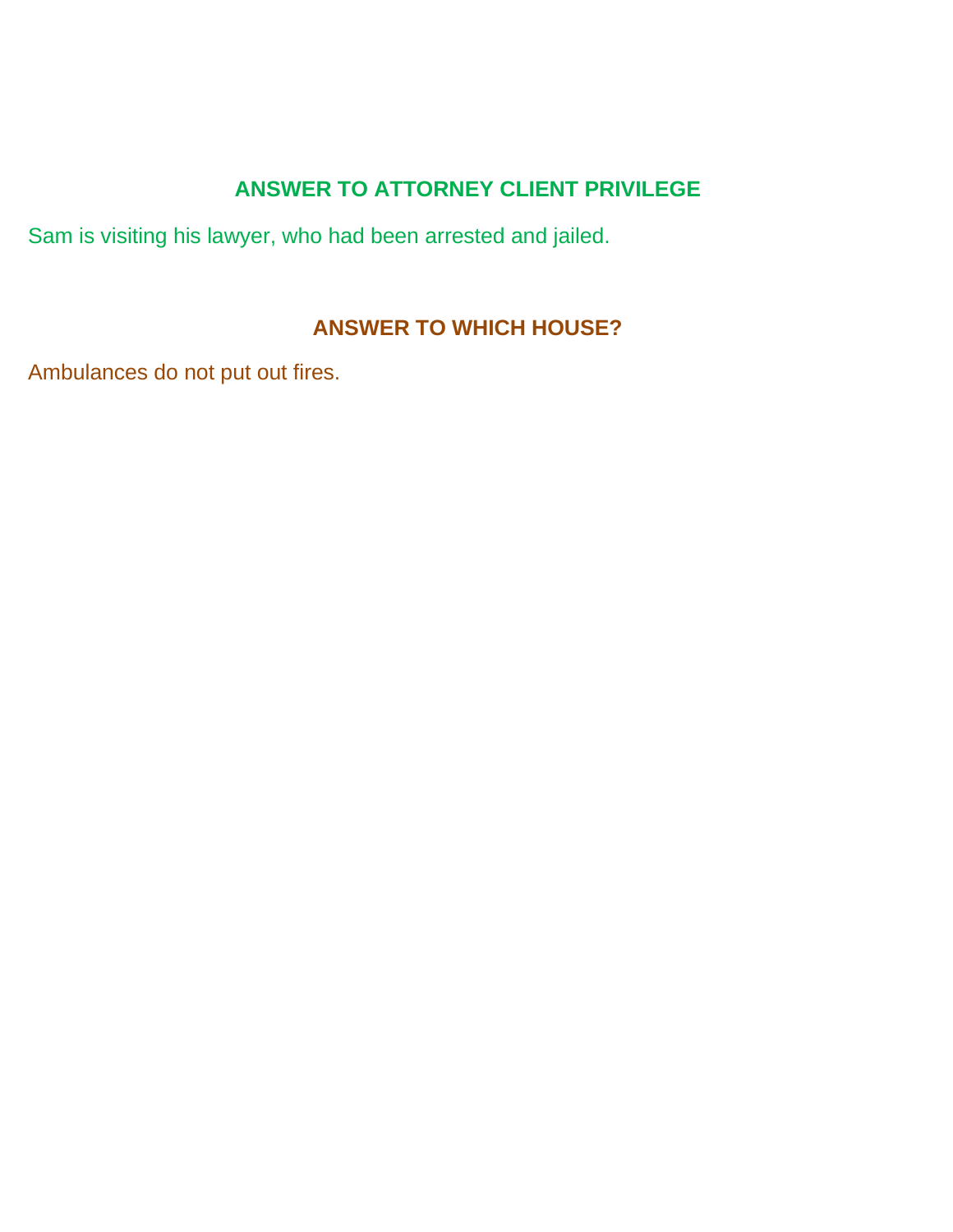## ANSWER TO ATTORNEY CLIENT PRIVILEGE

Sam is visiting his lawyer, who had been arrested and jailed.

## ANSWER TO WHICH HOUSE?

Ambulances do not put out fires.